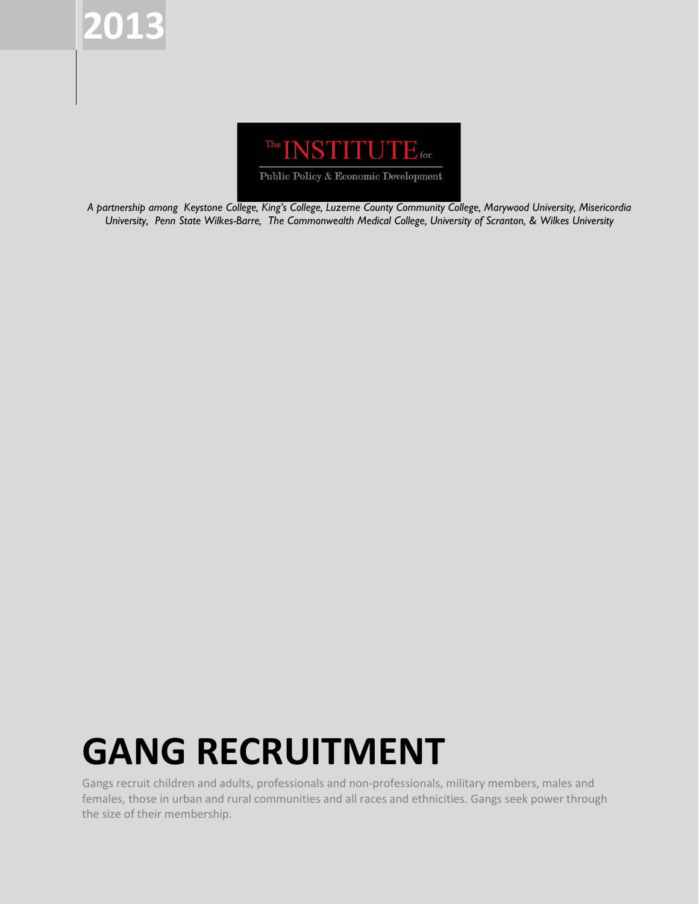2013

The INSTITUTE for

Public Policy & Economic Development

*A partnership among Keystone College, King's College, Luzerne County Community College, Marywood University, Misericordia University, Penn State Wilkes-Barre, The Commonwealth Medical College, University of Scranton, & Wilkes University*

# GANG RECRUITMENT

Gangs recruit children and adults, professionals and non-professionals, military members, males and females, those in urban and rural communities and all races and ethnicities. Gangs seek power through the size of their membership.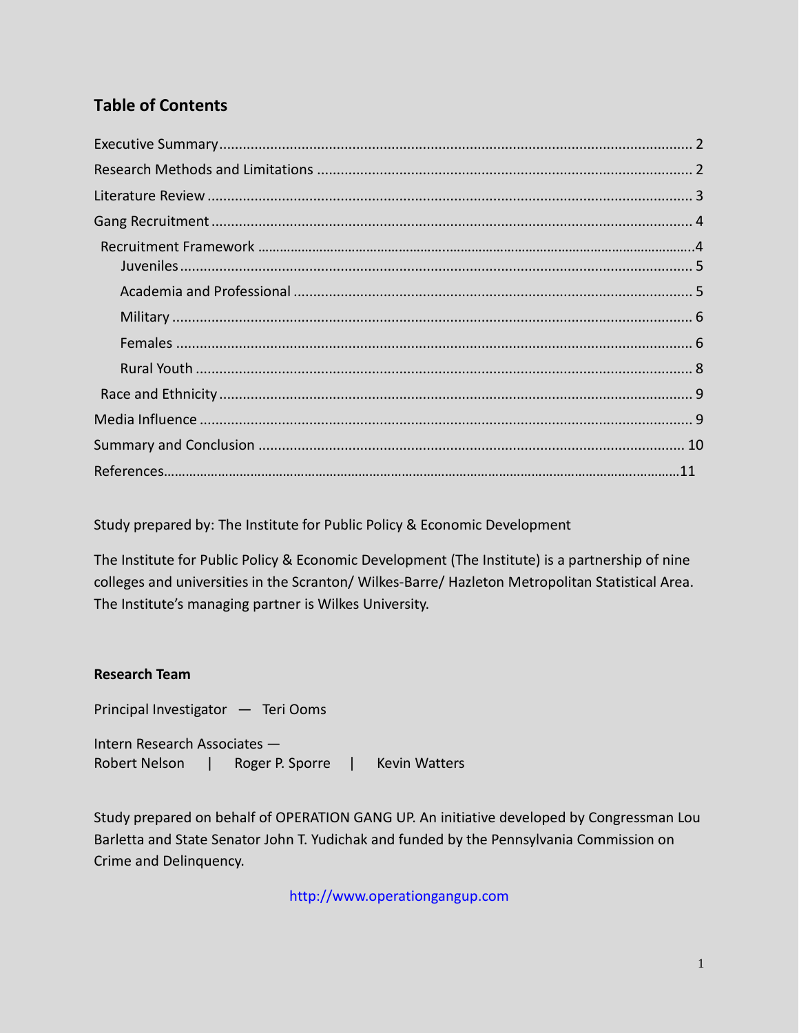## Table of Contents

- Executive Summary ........................................ 2
- Research Methods and Limitations ........................................ 2
- Literature Review ........................................ 3
- Gang Recruitment ........................................ 4
  - Recruitment Framework ........................................ 4
    - Juveniles ........................................ 5
    - Academia and Professional ........................................ 5
    - Military ........................................ 6
    - Females ........................................ 6
    - Rural Youth ........................................ 8
  - Race and Ethnicity ........................................ 9
- Media Influence ........................................ 9
- Summary and Conclusion ........................................ 10
- References ........................................ 11

Study prepared by: The Institute for Public Policy & Economic Development

The Institute for Public Policy & Economic Development (The Institute) is a partnership of nine colleges and universities in the Scranton/ Wilkes-Barre/ Hazleton Metropolitan Statistical Area. The Institute's managing partner is Wilkes University.

**Research Team**

Principal Investigator — Teri Ooms

Intern Research Associates —
Robert Nelson | Roger P. Sporre | Kevin Watters

Study prepared on behalf of OPERATION GANG UP. An initiative developed by Congressman Lou Barletta and State Senator John T. Yudichak and funded by the Pennsylvania Commission on Crime and Delinquency.

http://www.operationgangup.com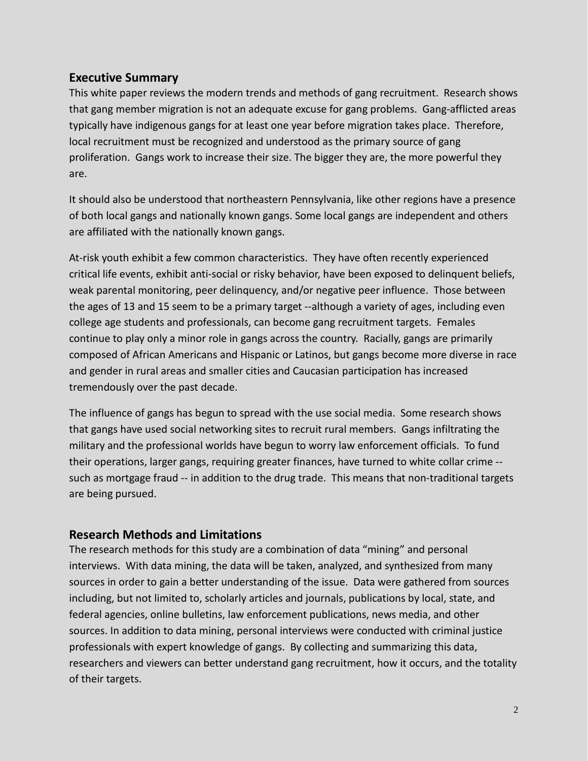## Executive Summary

This white paper reviews the modern trends and methods of gang recruitment. Research shows that gang member migration is not an adequate excuse for gang problems. Gang-afflicted areas typically have indigenous gangs for at least one year before migration takes place. Therefore, local recruitment must be recognized and understood as the primary source of gang proliferation. Gangs work to increase their size. The bigger they are, the more powerful they are.

It should also be understood that northeastern Pennsylvania, like other regions have a presence of both local gangs and nationally known gangs. Some local gangs are independent and others are affiliated with the nationally known gangs.

At-risk youth exhibit a few common characteristics. They have often recently experienced critical life events, exhibit anti-social or risky behavior, have been exposed to delinquent beliefs, weak parental monitoring, peer delinquency, and/or negative peer influence. Those between the ages of 13 and 15 seem to be a primary target --although a variety of ages, including even college age students and professionals, can become gang recruitment targets. Females continue to play only a minor role in gangs across the country. Racially, gangs are primarily composed of African Americans and Hispanic or Latinos, but gangs become more diverse in race and gender in rural areas and smaller cities and Caucasian participation has increased tremendously over the past decade.

The influence of gangs has begun to spread with the use social media. Some research shows that gangs have used social networking sites to recruit rural members. Gangs infiltrating the military and the professional worlds have begun to worry law enforcement officials. To fund their operations, larger gangs, requiring greater finances, have turned to white collar crime -- such as mortgage fraud -- in addition to the drug trade. This means that non-traditional targets are being pursued.

## Research Methods and Limitations

The research methods for this study are a combination of data "mining" and personal interviews. With data mining, the data will be taken, analyzed, and synthesized from many sources in order to gain a better understanding of the issue. Data were gathered from sources including, but not limited to, scholarly articles and journals, publications by local, state, and federal agencies, online bulletins, law enforcement publications, news media, and other sources. In addition to data mining, personal interviews were conducted with criminal justice professionals with expert knowledge of gangs. By collecting and summarizing this data, researchers and viewers can better understand gang recruitment, how it occurs, and the totality of their targets.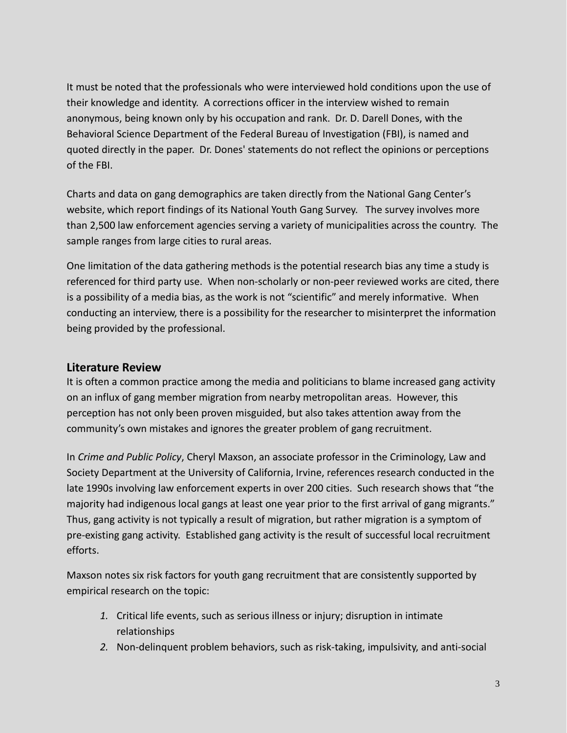It must be noted that the professionals who were interviewed hold conditions upon the use of their knowledge and identity. A corrections officer in the interview wished to remain anonymous, being known only by his occupation and rank. Dr. D. Darell Dones, with the Behavioral Science Department of the Federal Bureau of Investigation (FBI), is named and quoted directly in the paper. Dr. Dones' statements do not reflect the opinions or perceptions of the FBI.

Charts and data on gang demographics are taken directly from the National Gang Center's website, which report findings of its National Youth Gang Survey. The survey involves more than 2,500 law enforcement agencies serving a variety of municipalities across the country. The sample ranges from large cities to rural areas.

One limitation of the data gathering methods is the potential research bias any time a study is referenced for third party use. When non-scholarly or non-peer reviewed works are cited, there is a possibility of a media bias, as the work is not "scientific" and merely informative. When conducting an interview, there is a possibility for the researcher to misinterpret the information being provided by the professional.

## Literature Review

It is often a common practice among the media and politicians to blame increased gang activity on an influx of gang member migration from nearby metropolitan areas. However, this perception has not only been proven misguided, but also takes attention away from the community's own mistakes and ignores the greater problem of gang recruitment.

In *Crime and Public Policy*, Cheryl Maxson, an associate professor in the Criminology, Law and Society Department at the University of California, Irvine, references research conducted in the late 1990s involving law enforcement experts in over 200 cities. Such research shows that "the majority had indigenous local gangs at least one year prior to the first arrival of gang migrants." Thus, gang activity is not typically a result of migration, but rather migration is a symptom of pre-existing gang activity. Established gang activity is the result of successful local recruitment efforts.

Maxson notes six risk factors for youth gang recruitment that are consistently supported by empirical research on the topic:

1. Critical life events, such as serious illness or injury; disruption in intimate relationships
2. Non-delinquent problem behaviors, such as risk-taking, impulsivity, and anti-social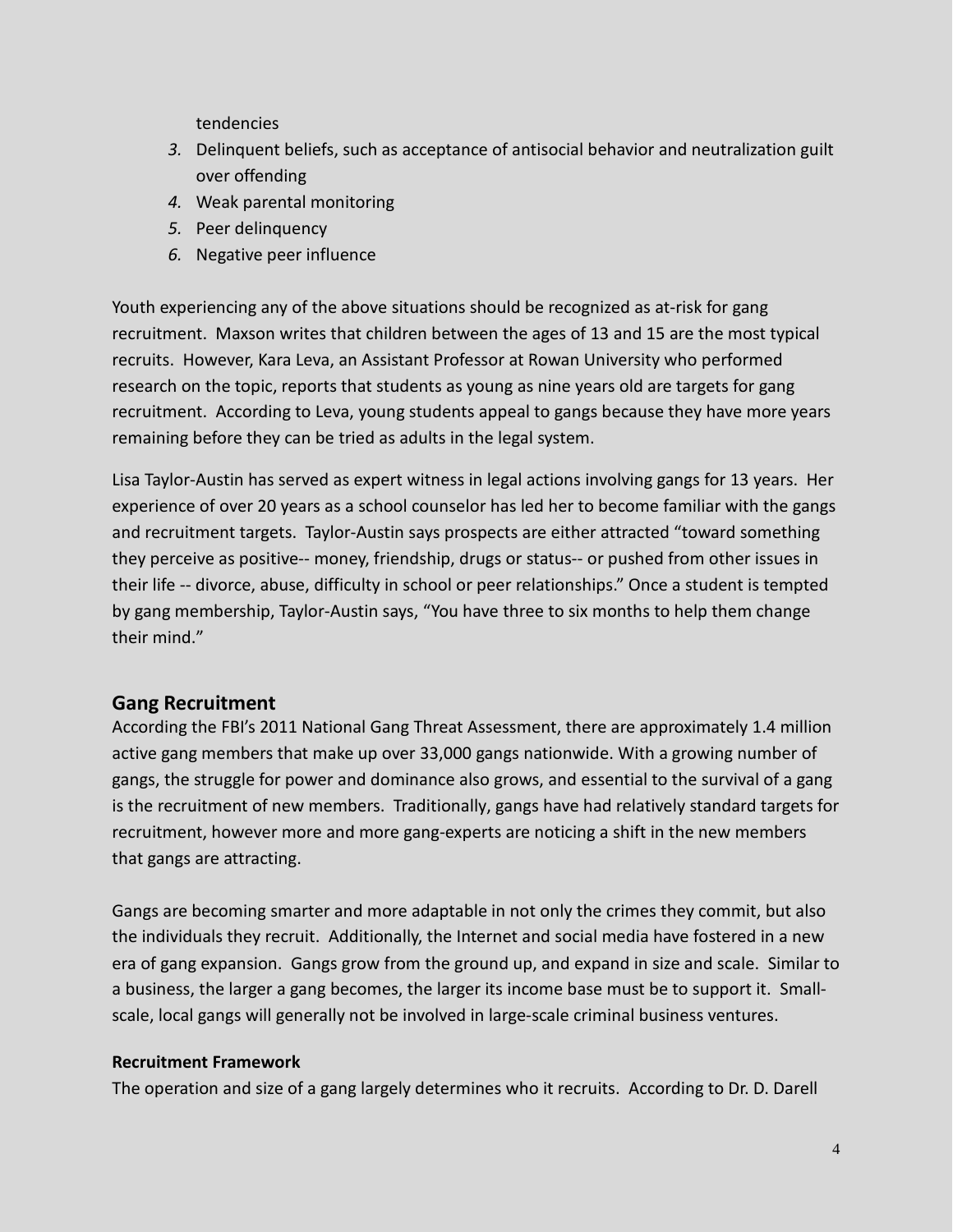tendencies

3. Delinquent beliefs, such as acceptance of antisocial behavior and neutralization guilt over offending
4. Weak parental monitoring
5. Peer delinquency
6. Negative peer influence

Youth experiencing any of the above situations should be recognized as at-risk for gang recruitment. Maxson writes that children between the ages of 13 and 15 are the most typical recruits. However, Kara Leva, an Assistant Professor at Rowan University who performed research on the topic, reports that students as young as nine years old are targets for gang recruitment. According to Leva, young students appeal to gangs because they have more years remaining before they can be tried as adults in the legal system.

Lisa Taylor-Austin has served as expert witness in legal actions involving gangs for 13 years. Her experience of over 20 years as a school counselor has led her to become familiar with the gangs and recruitment targets. Taylor-Austin says prospects are either attracted "toward something they perceive as positive-- money, friendship, drugs or status-- or pushed from other issues in their life -- divorce, abuse, difficulty in school or peer relationships." Once a student is tempted by gang membership, Taylor-Austin says, "You have three to six months to help them change their mind."

## Gang Recruitment

According the FBI's 2011 National Gang Threat Assessment, there are approximately 1.4 million active gang members that make up over 33,000 gangs nationwide. With a growing number of gangs, the struggle for power and dominance also grows, and essential to the survival of a gang is the recruitment of new members. Traditionally, gangs have had relatively standard targets for recruitment, however more and more gang-experts are noticing a shift in the new members that gangs are attracting.

Gangs are becoming smarter and more adaptable in not only the crimes they commit, but also the individuals they recruit. Additionally, the Internet and social media have fostered in a new era of gang expansion. Gangs grow from the ground up, and expand in size and scale. Similar to a business, the larger a gang becomes, the larger its income base must be to support it. Small-scale, local gangs will generally not be involved in large-scale criminal business ventures.

### Recruitment Framework

The operation and size of a gang largely determines who it recruits. According to Dr. D. Darell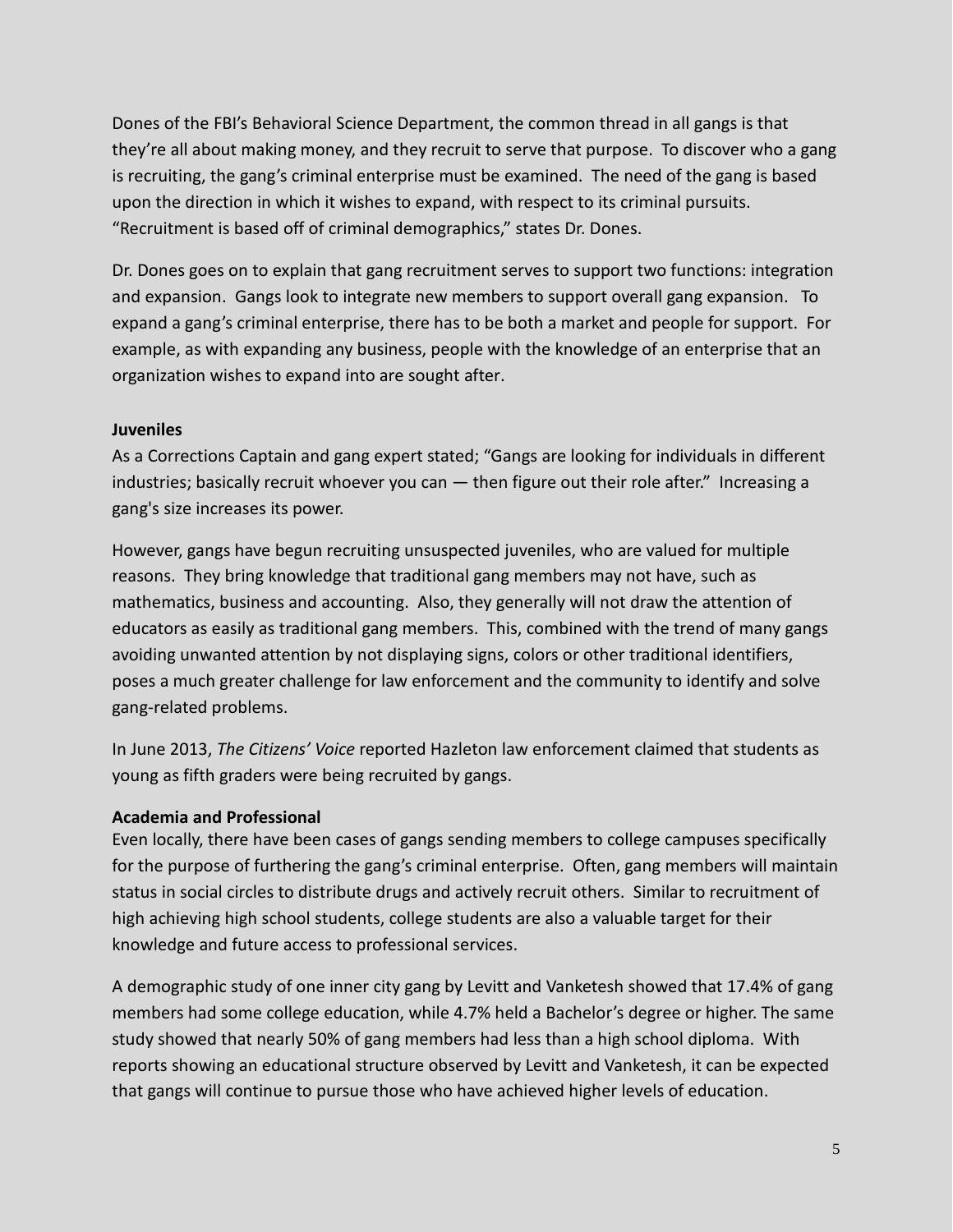Dones of the FBI's Behavioral Science Department, the common thread in all gangs is that they're all about making money, and they recruit to serve that purpose. To discover who a gang is recruiting, the gang's criminal enterprise must be examined. The need of the gang is based upon the direction in which it wishes to expand, with respect to its criminal pursuits. "Recruitment is based off of criminal demographics," states Dr. Dones.

Dr. Dones goes on to explain that gang recruitment serves to support two functions: integration and expansion. Gangs look to integrate new members to support overall gang expansion. To expand a gang's criminal enterprise, there has to be both a market and people for support. For example, as with expanding any business, people with the knowledge of an enterprise that an organization wishes to expand into are sought after.

**Juveniles**

As a Corrections Captain and gang expert stated; "Gangs are looking for individuals in different industries; basically recruit whoever you can — then figure out their role after." Increasing a gang's size increases its power.

However, gangs have begun recruiting unsuspected juveniles, who are valued for multiple reasons. They bring knowledge that traditional gang members may not have, such as mathematics, business and accounting. Also, they generally will not draw the attention of educators as easily as traditional gang members. This, combined with the trend of many gangs avoiding unwanted attention by not displaying signs, colors or other traditional identifiers, poses a much greater challenge for law enforcement and the community to identify and solve gang-related problems.

In June 2013, *The Citizens' Voice* reported Hazleton law enforcement claimed that students as young as fifth graders were being recruited by gangs.

**Academia and Professional**

Even locally, there have been cases of gangs sending members to college campuses specifically for the purpose of furthering the gang's criminal enterprise. Often, gang members will maintain status in social circles to distribute drugs and actively recruit others. Similar to recruitment of high achieving high school students, college students are also a valuable target for their knowledge and future access to professional services.

A demographic study of one inner city gang by Levitt and Vanketesh showed that 17.4% of gang members had some college education, while 4.7% held a Bachelor's degree or higher. The same study showed that nearly 50% of gang members had less than a high school diploma. With reports showing an educational structure observed by Levitt and Vanketesh, it can be expected that gangs will continue to pursue those who have achieved higher levels of education.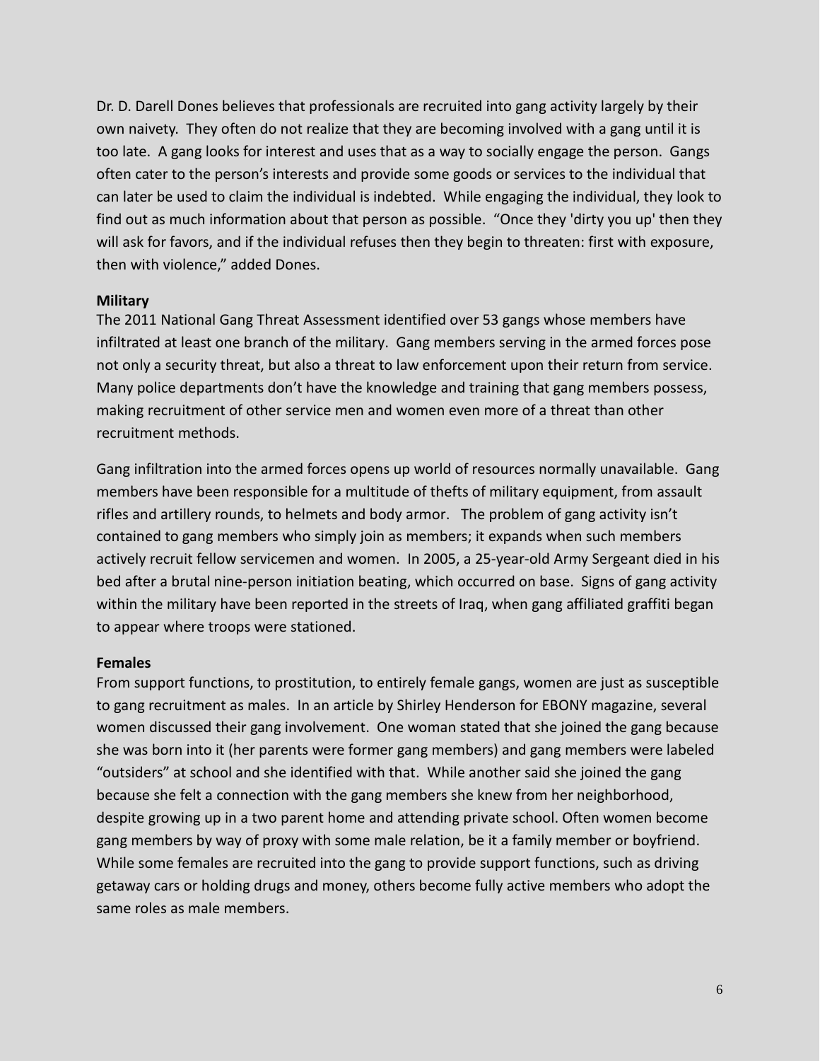Dr. D. Darell Dones believes that professionals are recruited into gang activity largely by their own naivety. They often do not realize that they are becoming involved with a gang until it is too late. A gang looks for interest and uses that as a way to socially engage the person. Gangs often cater to the person's interests and provide some goods or services to the individual that can later be used to claim the individual is indebted. While engaging the individual, they look to find out as much information about that person as possible. "Once they 'dirty you up' then they will ask for favors, and if the individual refuses then they begin to threaten: first with exposure, then with violence," added Dones.

**Military**

The 2011 National Gang Threat Assessment identified over 53 gangs whose members have infiltrated at least one branch of the military. Gang members serving in the armed forces pose not only a security threat, but also a threat to law enforcement upon their return from service. Many police departments don't have the knowledge and training that gang members possess, making recruitment of other service men and women even more of a threat than other recruitment methods.

Gang infiltration into the armed forces opens up world of resources normally unavailable. Gang members have been responsible for a multitude of thefts of military equipment, from assault rifles and artillery rounds, to helmets and body armor. The problem of gang activity isn't contained to gang members who simply join as members; it expands when such members actively recruit fellow servicemen and women. In 2005, a 25-year-old Army Sergeant died in his bed after a brutal nine-person initiation beating, which occurred on base. Signs of gang activity within the military have been reported in the streets of Iraq, when gang affiliated graffiti began to appear where troops were stationed.

**Females**

From support functions, to prostitution, to entirely female gangs, women are just as susceptible to gang recruitment as males. In an article by Shirley Henderson for EBONY magazine, several women discussed their gang involvement. One woman stated that she joined the gang because she was born into it (her parents were former gang members) and gang members were labeled "outsiders" at school and she identified with that. While another said she joined the gang because she felt a connection with the gang members she knew from her neighborhood, despite growing up in a two parent home and attending private school. Often women become gang members by way of proxy with some male relation, be it a family member or boyfriend. While some females are recruited into the gang to provide support functions, such as driving getaway cars or holding drugs and money, others become fully active members who adopt the same roles as male members.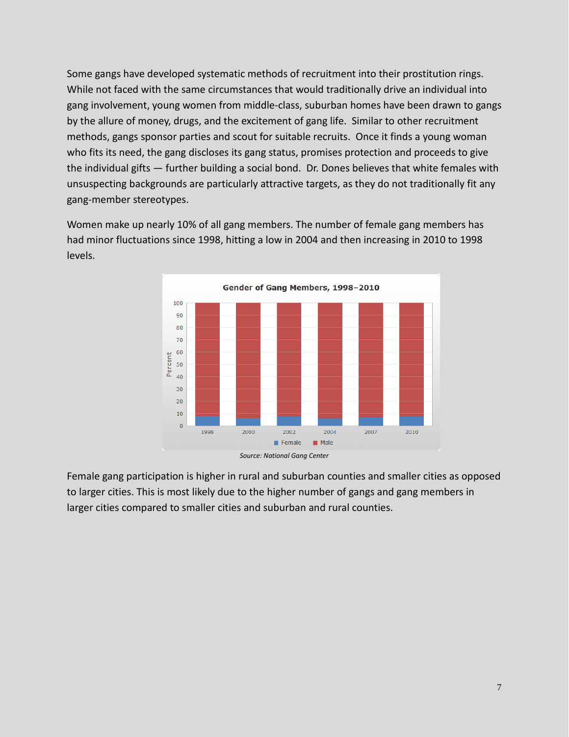Some gangs have developed systematic methods of recruitment into their prostitution rings. While not faced with the same circumstances that would traditionally drive an individual into gang involvement, young women from middle-class, suburban homes have been drawn to gangs by the allure of money, drugs, and the excitement of gang life. Similar to other recruitment methods, gangs sponsor parties and scout for suitable recruits. Once it finds a young woman who fits its need, the gang discloses its gang status, promises protection and proceeds to give the individual gifts — further building a social bond. Dr. Dones believes that white females with unsuspecting backgrounds are particularly attractive targets, as they do not traditionally fit any gang-member stereotypes.

Women make up nearly 10% of all gang members. The number of female gang members has had minor fluctuations since 1998, hitting a low in 2004 and then increasing in 2010 to 1998 levels.

*Source: National Gang Center*

Female gang participation is higher in rural and suburban counties and smaller cities as opposed to larger cities. This is most likely due to the higher number of gangs and gang members in larger cities compared to smaller cities and suburban and rural counties.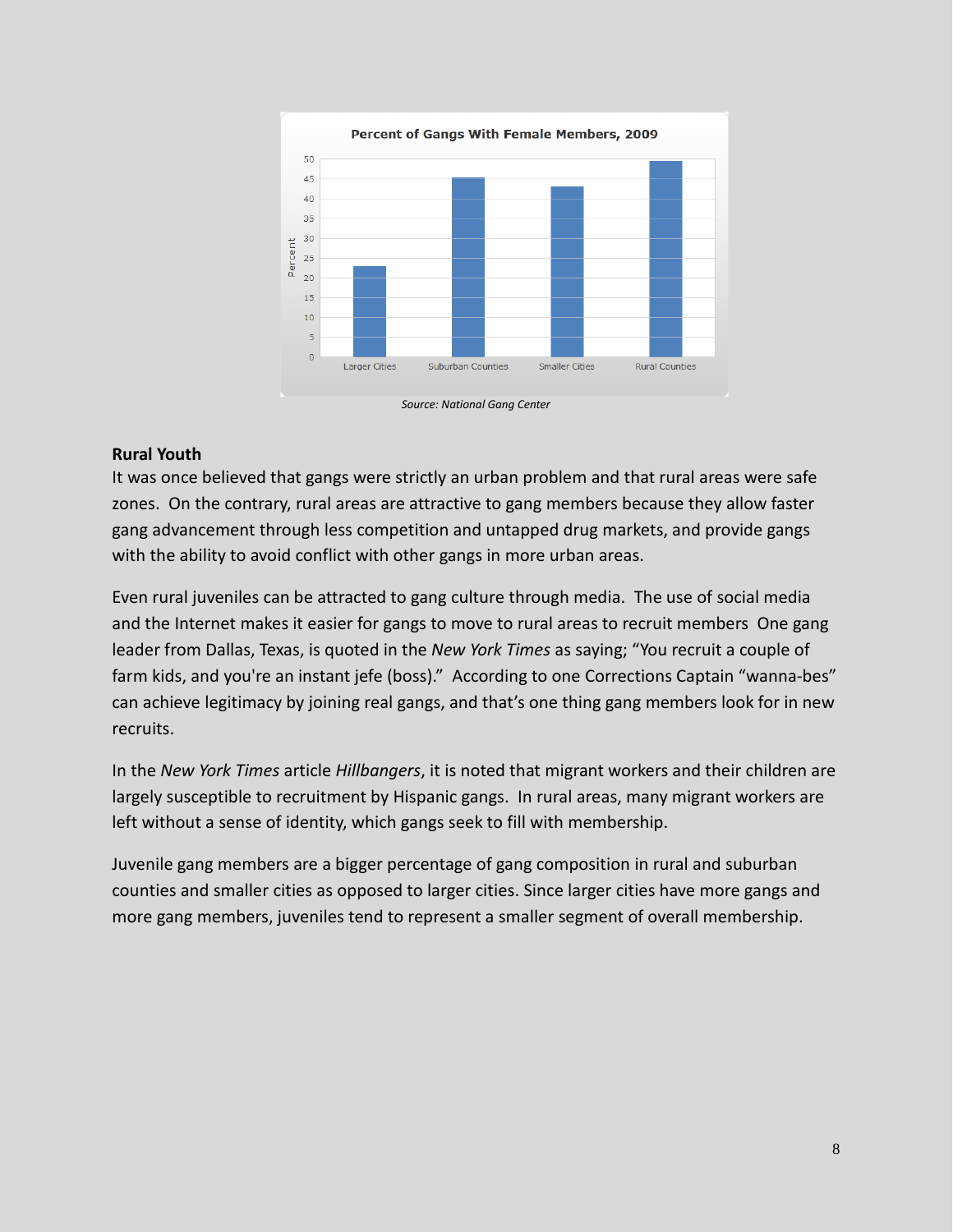**Percent of Gangs With Female Members, 2009**

*Source: National Gang Center*

## Rural Youth

It was once believed that gangs were strictly an urban problem and that rural areas were safe zones. On the contrary, rural areas are attractive to gang members because they allow faster gang advancement through less competition and untapped drug markets, and provide gangs with the ability to avoid conflict with other gangs in more urban areas.

Even rural juveniles can be attracted to gang culture through media. The use of social media and the Internet makes it easier for gangs to move to rural areas to recruit members One gang leader from Dallas, Texas, is quoted in the *New York Times* as saying; "You recruit a couple of farm kids, and you're an instant jefe (boss)." According to one Corrections Captain "wanna-bes" can achieve legitimacy by joining real gangs, and that's one thing gang members look for in new recruits.

In the *New York Times* article *Hillbangers*, it is noted that migrant workers and their children are largely susceptible to recruitment by Hispanic gangs. In rural areas, many migrant workers are left without a sense of identity, which gangs seek to fill with membership.

Juvenile gang members are a bigger percentage of gang composition in rural and suburban counties and smaller cities as opposed to larger cities. Since larger cities have more gangs and more gang members, juveniles tend to represent a smaller segment of overall membership.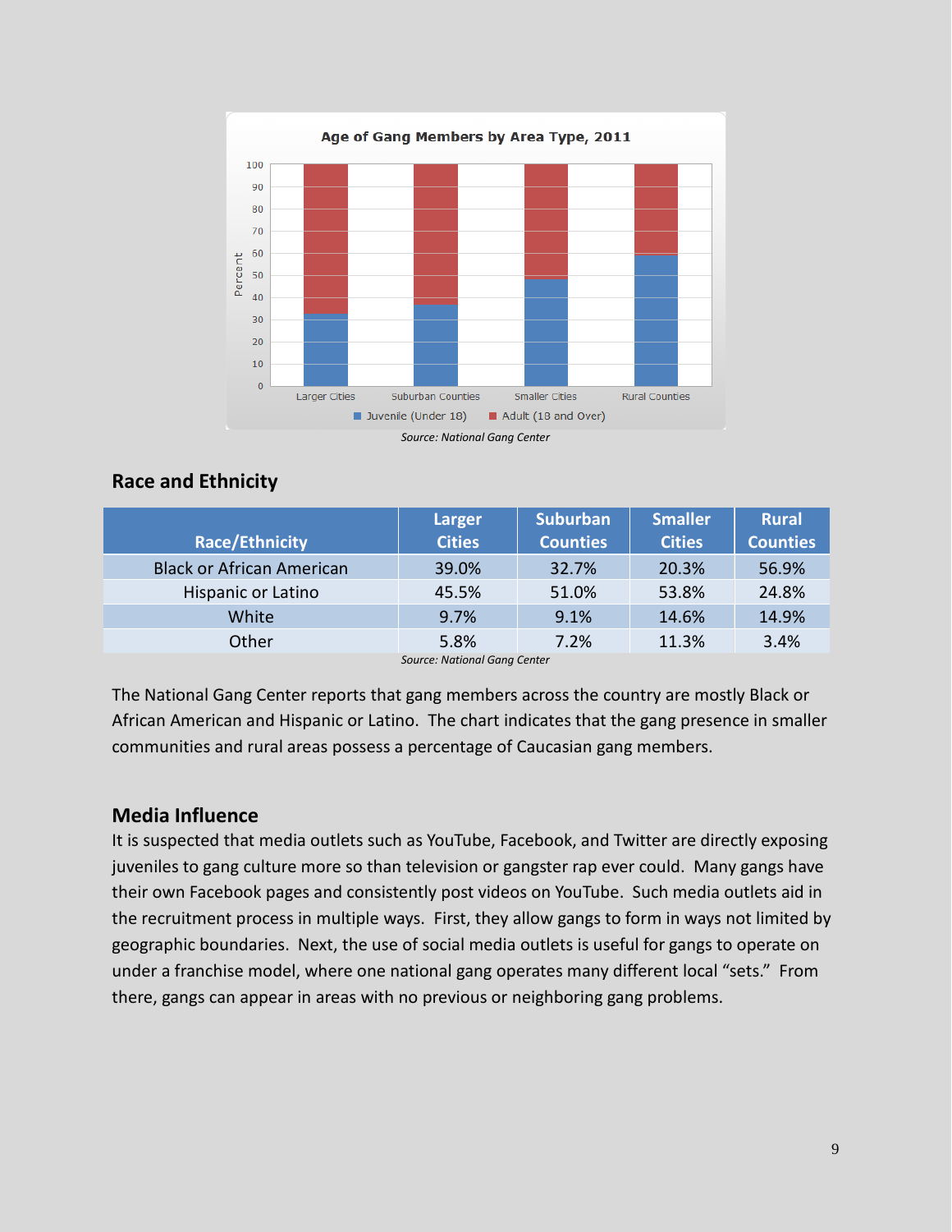**Age of Gang Members by Area Type, 2011**

*Source: National Gang Center*

## Race and Ethnicity

| Race/Ethnicity | Larger Cities | Suburban Counties | Smaller Cities | Rural Counties |
|---|---|---|---|---|
| Black or African American | 39.0% | 32.7% | 20.3% | 56.9% |
| Hispanic or Latino | 45.5% | 51.0% | 53.8% | 24.8% |
| White | 9.7% | 9.1% | 14.6% | 14.9% |
| Other | 5.8% | 7.2% | 11.3% | 3.4% |

*Source: National Gang Center*

The National Gang Center reports that gang members across the country are mostly Black or African American and Hispanic or Latino. The chart indicates that the gang presence in smaller communities and rural areas possess a percentage of Caucasian gang members.

## Media Influence

It is suspected that media outlets such as YouTube, Facebook, and Twitter are directly exposing juveniles to gang culture more so than television or gangster rap ever could. Many gangs have their own Facebook pages and consistently post videos on YouTube. Such media outlets aid in the recruitment process in multiple ways. First, they allow gangs to form in ways not limited by geographic boundaries. Next, the use of social media outlets is useful for gangs to operate on under a franchise model, where one national gang operates many different local "sets." From there, gangs can appear in areas with no previous or neighboring gang problems.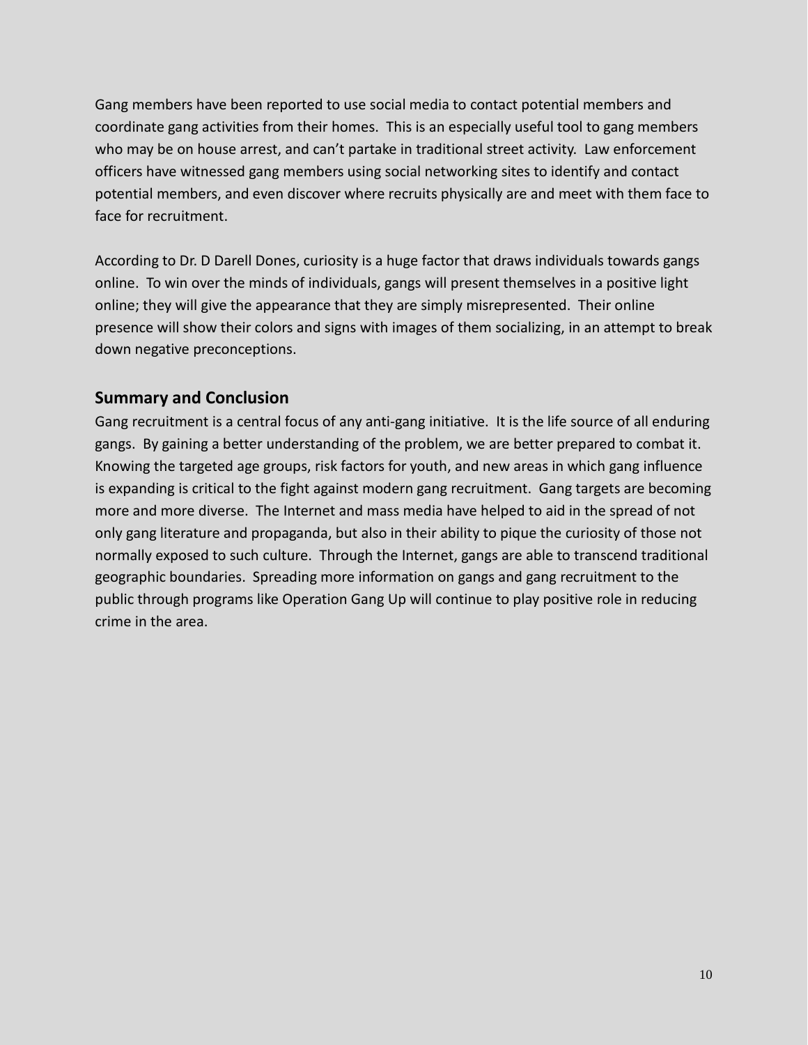Gang members have been reported to use social media to contact potential members and coordinate gang activities from their homes. This is an especially useful tool to gang members who may be on house arrest, and can't partake in traditional street activity. Law enforcement officers have witnessed gang members using social networking sites to identify and contact potential members, and even discover where recruits physically are and meet with them face to face for recruitment.

According to Dr. D Darell Dones, curiosity is a huge factor that draws individuals towards gangs online. To win over the minds of individuals, gangs will present themselves in a positive light online; they will give the appearance that they are simply misrepresented. Their online presence will show their colors and signs with images of them socializing, in an attempt to break down negative preconceptions.

## Summary and Conclusion

Gang recruitment is a central focus of any anti-gang initiative. It is the life source of all enduring gangs. By gaining a better understanding of the problem, we are better prepared to combat it. Knowing the targeted age groups, risk factors for youth, and new areas in which gang influence is expanding is critical to the fight against modern gang recruitment. Gang targets are becoming more and more diverse. The Internet and mass media have helped to aid in the spread of not only gang literature and propaganda, but also in their ability to pique the curiosity of those not normally exposed to such culture. Through the Internet, gangs are able to transcend traditional geographic boundaries. Spreading more information on gangs and gang recruitment to the public through programs like Operation Gang Up will continue to play positive role in reducing crime in the area.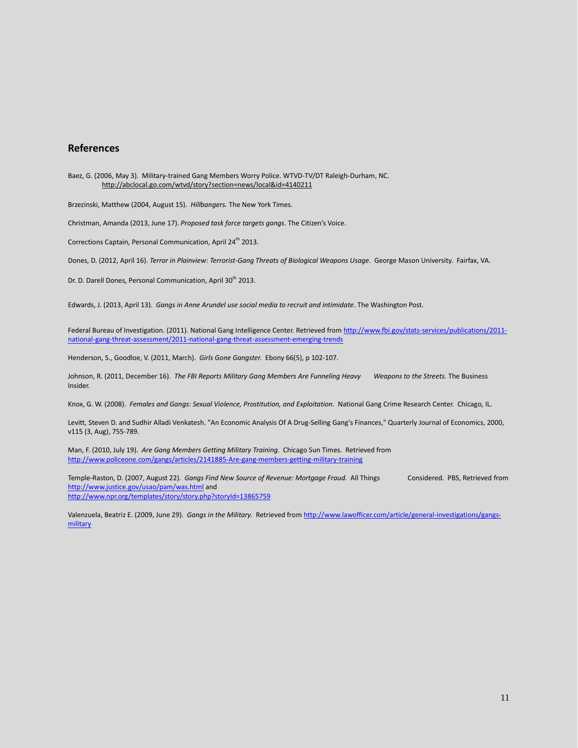## References

Baez, G. (2006, May 3). Military-trained Gang Members Worry Police. WTVD-TV/DT Raleigh-Durham, NC. http://abclocal.go.com/wtvd/story?section=news/local&id=4140211

Brzezinski, Matthew (2004, August 15). *Hillbangers.* The New York Times.

Christman, Amanda (2013, June 17). *Proposed task force targets gangs*. The Citizen's Voice.

Corrections Captain, Personal Communication, April 24th 2013.

Dones, D. (2012, April 16). *Terror in Plainview: Terrorist-Gang Threats of Biological Weapons Usage*. George Mason University. Fairfax, VA.

Dr. D. Darell Dones, Personal Communication, April 30th 2013.

Edwards, J. (2013, April 13). *Gangs in Anne Arundel use social media to recruit and intimidate*. The Washington Post.

Federal Bureau of Investigation. (2011). National Gang Intelligence Center. Retrieved from http://www.fbi.gov/stats-services/publications/2011-national-gang-threat-assessment/2011-national-gang-threat-assessment-emerging-trends

Henderson, S., Goodloe, V. (2011, March). *Girls Gone Gangster.* Ebony 66(5), p 102-107.

Johnson, R. (2011, December 16). *The FBI Reports Military Gang Members Are Funneling Heavy Weapons to the Streets.* The Business Insider.

Knox, G. W. (2008). *Females and Gangs: Sexual Violence, Prostitution, and Exploitation*. National Gang Crime Research Center. Chicago, IL.

Levitt, Steven D. and Sudhir Alladi Venkatesh. "An Economic Analysis Of A Drug-Selling Gang's Finances," Quarterly Journal of Economics, 2000, v115 (3, Aug), 755-789.

Man, F. (2010, July 19). *Are Gang Members Getting Military Training*. Chicago Sun Times. Retrieved from http://www.policeone.com/gangs/articles/2141885-Are-gang-members-getting-military-training

Temple-Raston, D. (2007, August 22). *Gangs Find New Source of Revenue: Mortgage Fraud.* All Things Considered. PBS, Retrieved from http://www.justice.gov/usao/pam/was.html and http://www.npr.org/templates/story/story.php?storyId=13865759

Valenzuela, Beatriz E. (2009, June 29). *Gangs in the Military.* Retrieved from http://www.lawofficer.com/article/general-investigations/gangs-military